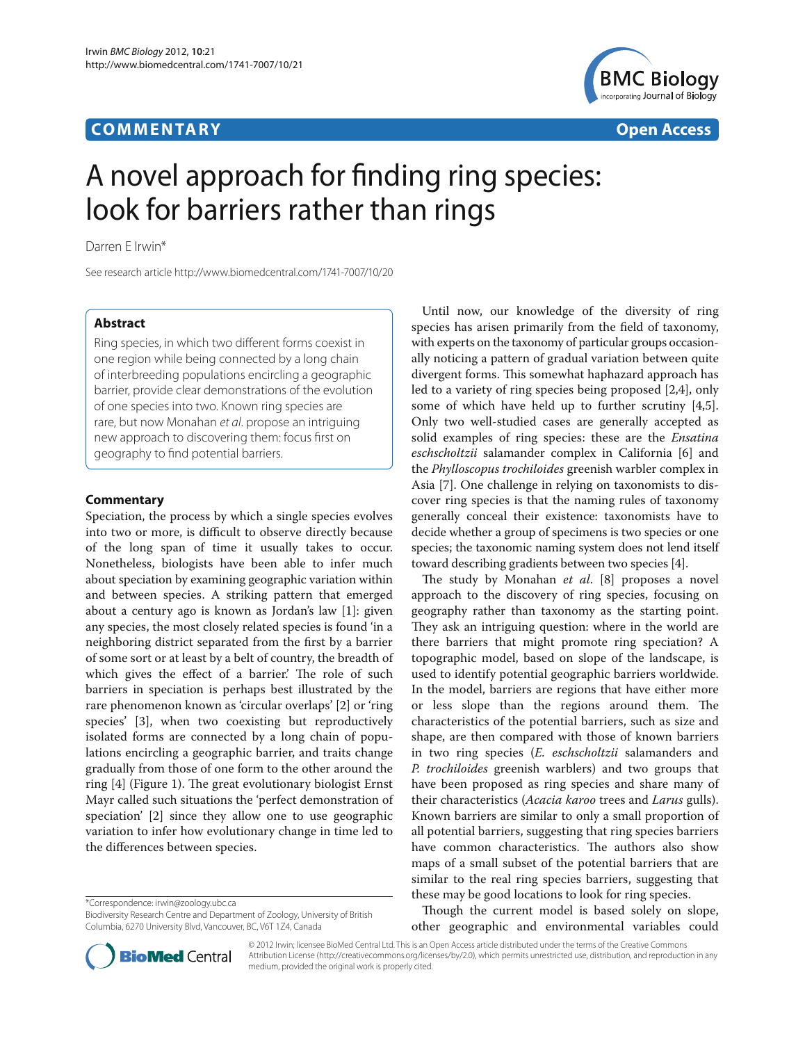COMMENTARY

Open Access

# A novel approach for finding ring species: look for barriers rather than rings

Darren E Irwin*

See research article http://www.biomedcentral.com/1741-7007/10/20

## Abstract

Ring species, in which two different forms coexist in one region while being connected by a long chain of interbreeding populations encircling a geographic barrier, provide clear demonstrations of the evolution of one species into two. Known ring species are rare, but now Monahan *et al.* propose an intriguing new approach to discovering them: focus first on geography to find potential barriers.

## Commentary

Speciation, the process by which a single species evolves into two or more, is difficult to observe directly because of the long span of time it usually takes to occur. Nonetheless, biologists have been able to infer much about speciation by examining geographic variation within and between species. A striking pattern that emerged about a century ago is known as Jordan's law [1]: given any species, the most closely related species is found 'in a neighboring district separated from the first by a barrier of some sort or at least by a belt of country, the breadth of which gives the effect of a barrier.' The role of such barriers in speciation is perhaps best illustrated by the rare phenomenon known as 'circular overlaps' [2] or 'ring species' [3], when two coexisting but reproductively isolated forms are connected by a long chain of populations encircling a geographic barrier, and traits change gradually from those of one form to the other around the ring [4] (Figure 1). The great evolutionary biologist Ernst Mayr called such situations the 'perfect demonstration of speciation' [2] since they allow one to use geographic variation to infer how evolutionary change in time led to the differences between species.

Until now, our knowledge of the diversity of ring species has arisen primarily from the field of taxonomy, with experts on the taxonomy of particular groups occasionally noticing a pattern of gradual variation between quite divergent forms. This somewhat haphazard approach has led to a variety of ring species being proposed [2,4], only some of which have held up to further scrutiny [4,5]. Only two well-studied cases are generally accepted as solid examples of ring species: these are the *Ensatina eschscholtzii* salamander complex in California [6] and the *Phylloscopus trochiloides* greenish warbler complex in Asia [7]. One challenge in relying on taxonomists to discover ring species is that the naming rules of taxonomy generally conceal their existence: taxonomists have to decide whether a group of specimens is two species or one species; the taxonomic naming system does not lend itself toward describing gradients between two species [4].

The study by Monahan *et al.* [8] proposes a novel approach to the discovery of ring species, focusing on geography rather than taxonomy as the starting point. They ask an intriguing question: where in the world are there barriers that might promote ring speciation? A topographic model, based on slope of the landscape, is used to identify potential geographic barriers worldwide. In the model, barriers are regions that have either more or less slope than the regions around them. The characteristics of the potential barriers, such as size and shape, are then compared with those of known barriers in two ring species (*E. eschscholtzii* salamanders and *P. trochiloides* greenish warblers) and two groups that have been proposed as ring species and share many of their characteristics (*Acacia karoo* trees and *Larus* gulls). Known barriers are similar to only a small proportion of all potential barriers, suggesting that ring species barriers have common characteristics. The authors also show maps of a small subset of the potential barriers that are similar to the real ring species barriers, suggesting that these may be good locations to look for ring species.

Though the current model is based solely on slope, other geographic and environmental variables could

*Correspondence: irwin@zoology.ubc.ca
Biodiversity Research Centre and Department of Zoology, University of British Columbia, 6270 University Blvd, Vancouver, BC, V6T 1Z4, Canada

© 2012 Irwin; licensee BioMed Central Ltd. This is an Open Access article distributed under the terms of the Creative Commons Attribution License (http://creativecommons.org/licenses/by/2.0), which permits unrestricted use, distribution, and reproduction in any medium, provided the original work is properly cited.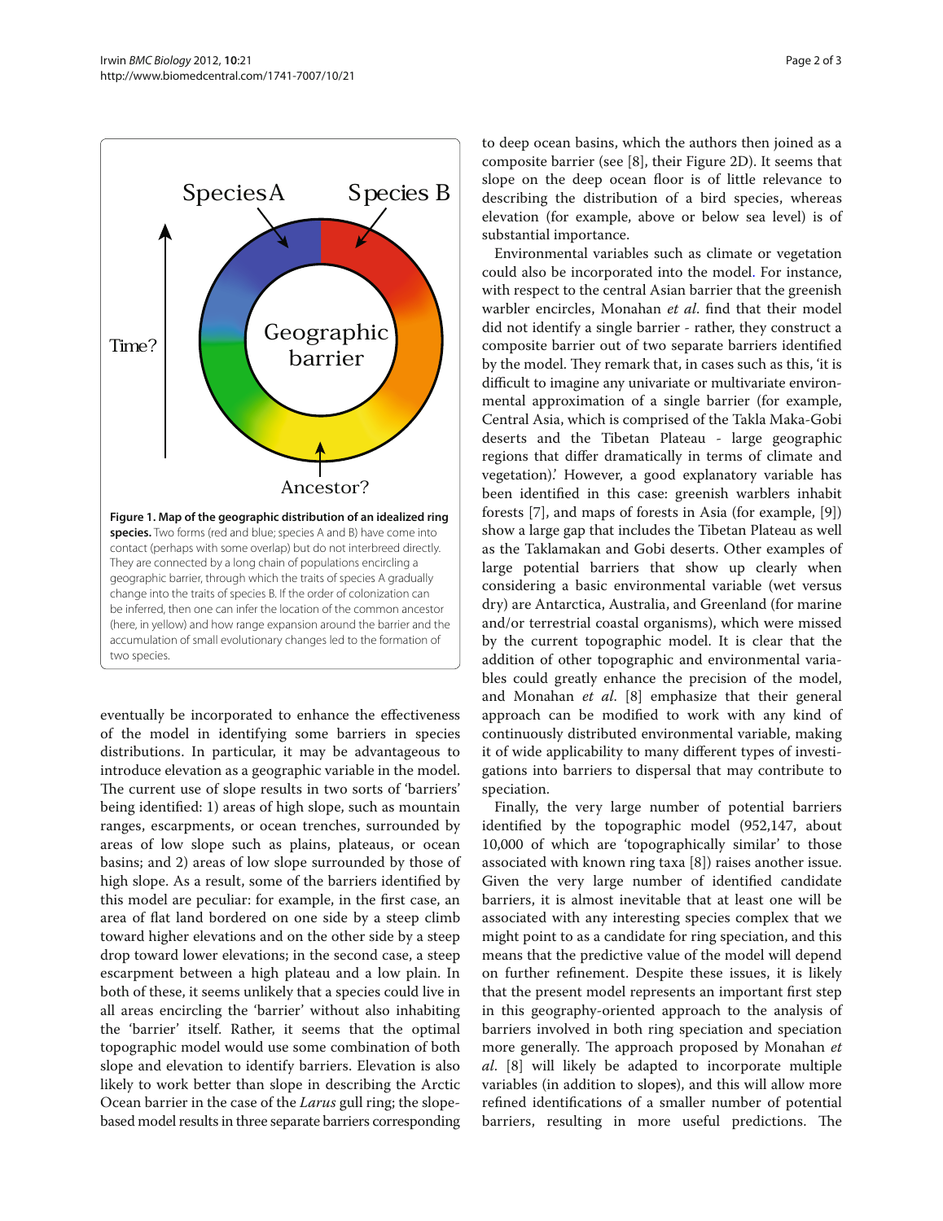**Figure 1. Map of the geographic distribution of an idealized ring species.** Two forms (red and blue; species A and B) have come into contact (perhaps with some overlap) but do not interbreed directly. They are connected by a long chain of populations encircling a geographic barrier, through which the traits of species A gradually change into the traits of species B. If the order of colonization can be inferred, then one can infer the location of the common ancestor (here, in yellow) and how range expansion around the barrier and the accumulation of small evolutionary changes led to the formation of two species.

eventually be incorporated to enhance the effectiveness of the model in identifying some barriers in species distributions. In particular, it may be advantageous to introduce elevation as a geographic variable in the model. The current use of slope results in two sorts of 'barriers' being identified: 1) areas of high slope, such as mountain ranges, escarpments, or ocean trenches, surrounded by areas of low slope such as plains, plateaus, or ocean basins; and 2) areas of low slope surrounded by those of high slope. As a result, some of the barriers identified by this model are peculiar: for example, in the first case, an area of flat land bordered on one side by a steep climb toward higher elevations and on the other side by a steep drop toward lower elevations; in the second case, a steep escarpment between a high plateau and a low plain. In both of these, it seems unlikely that a species could live in all areas encircling the 'barrier' without also inhabiting the 'barrier' itself. Rather, it seems that the optimal topographic model would use some combination of both slope and elevation to identify barriers. Elevation is also likely to work better than slope in describing the Arctic Ocean barrier in the case of the *Larus* gull ring; the slope-based model results in three separate barriers corresponding to deep ocean basins, which the authors then joined as a composite barrier (see [8], their Figure 2D). It seems that slope on the deep ocean floor is of little relevance to describing the distribution of a bird species, whereas elevation (for example, above or below sea level) is of substantial importance.

Environmental variables such as climate or vegetation could also be incorporated into the model. For instance, with respect to the central Asian barrier that the greenish warbler encircles, Monahan *et al*. find that their model did not identify a single barrier - rather, they construct a composite barrier out of two separate barriers identified by the model. They remark that, in cases such as this, 'it is difficult to imagine any univariate or multivariate environmental approximation of a single barrier (for example, Central Asia, which is comprised of the Takla Maka-Gobi deserts and the Tibetan Plateau - large geographic regions that differ dramatically in terms of climate and vegetation).' However, a good explanatory variable has been identified in this case: greenish warblers inhabit forests [7], and maps of forests in Asia (for example, [9]) show a large gap that includes the Tibetan Plateau as well as the Taklamakan and Gobi deserts. Other examples of large potential barriers that show up clearly when considering a basic environmental variable (wet versus dry) are Antarctica, Australia, and Greenland (for marine and/or terrestrial coastal organisms), which were missed by the current topographic model. It is clear that the addition of other topographic and environmental variables could greatly enhance the precision of the model, and Monahan *et al*. [8] emphasize that their general approach can be modified to work with any kind of continuously distributed environmental variable, making it of wide applicability to many different types of investigations into barriers to dispersal that may contribute to speciation.

Finally, the very large number of potential barriers identified by the topographic model (952,147, about 10,000 of which are 'topographically similar' to those associated with known ring taxa [8]) raises another issue. Given the very large number of identified candidate barriers, it is almost inevitable that at least one will be associated with any interesting species complex that we might point to as a candidate for ring speciation, and this means that the predictive value of the model will depend on further refinement. Despite these issues, it is likely that the present model represents an important first step in this geography-oriented approach to the analysis of barriers involved in both ring speciation and speciation more generally. The approach proposed by Monahan *et al*. [8] will likely be adapted to incorporate multiple variables (in addition to slopes), and this will allow more refined identifications of a smaller number of potential barriers, resulting in more useful predictions. The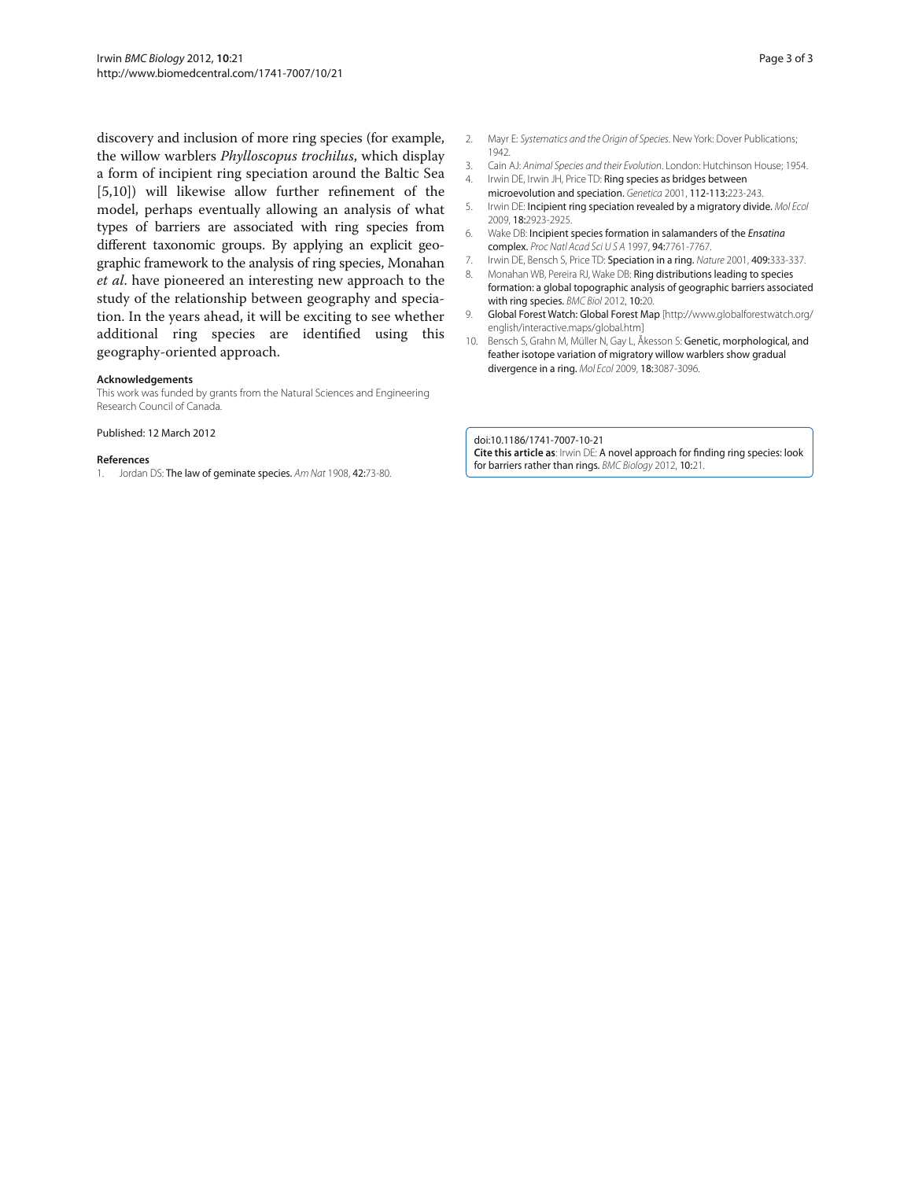discovery and inclusion of more ring species (for example, the willow warblers *Phylloscopus trochilus*, which display a form of incipient ring speciation around the Baltic Sea [5,10]) will likewise allow further refinement of the model, perhaps eventually allowing an analysis of what types of barriers are associated with ring species from different taxonomic groups. By applying an explicit geographic framework to the analysis of ring species, Monahan *et al*. have pioneered an interesting new approach to the study of the relationship between geography and speciation. In the years ahead, it will be exciting to see whether additional ring species are identified using this geography-oriented approach.

#### Acknowledgements

This work was funded by grants from the Natural Sciences and Engineering Research Council of Canada.

Published: 12 March 2012

#### References

1. Jordan DS: **The law of geminate species.** *Am Nat* 1908, **42:**73-80.
2. Mayr E: *Systematics and the Origin of Species*. New York: Dover Publications; 1942.
3. Cain AJ: *Animal Species and their Evolution*. London: Hutchinson House; 1954.
4. Irwin DE, Irwin JH, Price TD: **Ring species as bridges between microevolution and speciation.** *Genetica* 2001, **112-113:**223-243.
5. Irwin DE: **Incipient ring speciation revealed by a migratory divide.** *Mol Ecol* 2009, **18:**2923-2925.
6. Wake DB: **Incipient species formation in salamanders of the *Ensatina* complex.** *Proc Natl Acad Sci U S A* 1997, **94:**7761-7767.
7. Irwin DE, Bensch S, Price TD: **Speciation in a ring.** *Nature* 2001, **409:**333-337.
8. Monahan WB, Pereira RJ, Wake DB: **Ring distributions leading to species formation: a global topographic analysis of geographic barriers associated with ring species.** *BMC Biol* 2012, **10:**20.
9. **Global Forest Watch: Global Forest Map** [http://www.globalforestwatch.org/english/interactive.maps/global.htm]
10. Bensch S, Grahn M, Müller N, Gay L, Åkesson S: **Genetic, morphological, and feather isotope variation of migratory willow warblers show gradual divergence in a ring.** *Mol Ecol* 2009, **18:**3087-3096.

doi:10.1186/1741-7007-10-21
**Cite this article as**: Irwin DE: A novel approach for finding ring species: look for barriers rather than rings. *BMC Biology* 2012, **10:**21.